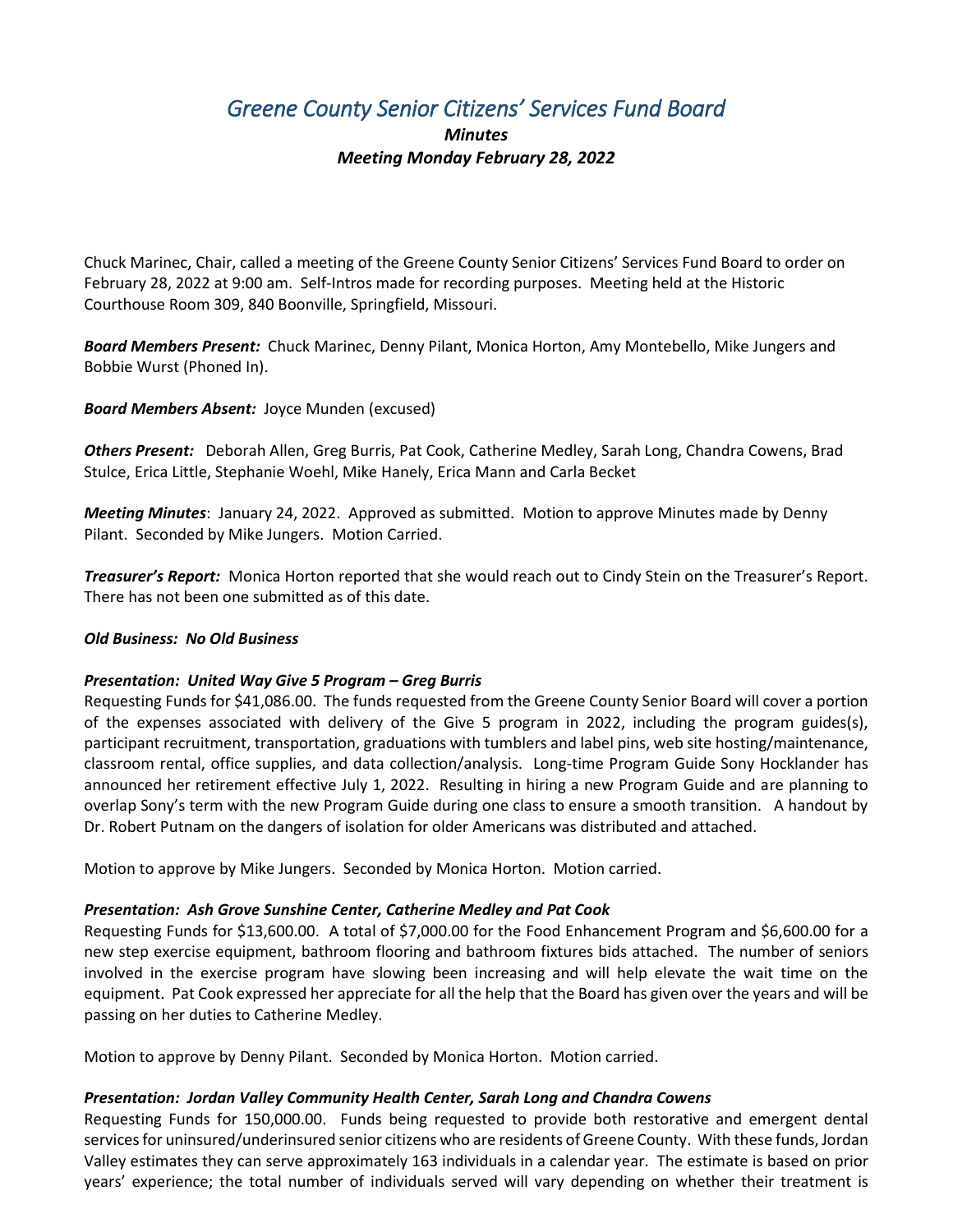# *Greene County Senior Citizens' Services Fund Board*

### ***Minutes***
### ***Meeting Monday February 28, 2022***

Chuck Marinec, Chair, called a meeting of the Greene County Senior Citizens' Services Fund Board to order on February 28, 2022 at 9:00 am. Self-Intros made for recording purposes. Meeting held at the Historic Courthouse Room 309, 840 Boonville, Springfield, Missouri.

***Board Members Present:*** Chuck Marinec, Denny Pilant, Monica Horton, Amy Montebello, Mike Jungers and Bobbie Wurst (Phoned In).

***Board Members Absent:*** Joyce Munden (excused)

***Others Present:*** Deborah Allen, Greg Burris, Pat Cook, Catherine Medley, Sarah Long, Chandra Cowens, Brad Stulce, Erica Little, Stephanie Woehl, Mike Hanely, Erica Mann and Carla Becket

***Meeting Minutes***: January 24, 2022. Approved as submitted. Motion to approve Minutes made by Denny Pilant. Seconded by Mike Jungers. Motion Carried.

***Treasurer's Report:*** Monica Horton reported that she would reach out to Cindy Stein on the Treasurer's Report. There has not been one submitted as of this date.

***Old Business: No Old Business***

***Presentation: United Way Give 5 Program – Greg Burris***

Requesting Funds for $41,086.00. The funds requested from the Greene County Senior Board will cover a portion of the expenses associated with delivery of the Give 5 program in 2022, including the program guides(s), participant recruitment, transportation, graduations with tumblers and label pins, web site hosting/maintenance, classroom rental, office supplies, and data collection/analysis. Long-time Program Guide Sony Hocklander has announced her retirement effective July 1, 2022. Resulting in hiring a new Program Guide and are planning to overlap Sony's term with the new Program Guide during one class to ensure a smooth transition. A handout by Dr. Robert Putnam on the dangers of isolation for older Americans was distributed and attached.

Motion to approve by Mike Jungers. Seconded by Monica Horton. Motion carried.

***Presentation: Ash Grove Sunshine Center, Catherine Medley and Pat Cook***

Requesting Funds for $13,600.00. A total of $7,000.00 for the Food Enhancement Program and $6,600.00 for a new step exercise equipment, bathroom flooring and bathroom fixtures bids attached. The number of seniors involved in the exercise program have slowing been increasing and will help elevate the wait time on the equipment. Pat Cook expressed her appreciate for all the help that the Board has given over the years and will be passing on her duties to Catherine Medley.

Motion to approve by Denny Pilant. Seconded by Monica Horton. Motion carried.

***Presentation: Jordan Valley Community Health Center, Sarah Long and Chandra Cowens***

Requesting Funds for 150,000.00. Funds being requested to provide both restorative and emergent dental services for uninsured/underinsured senior citizens who are residents of Greene County. With these funds, Jordan Valley estimates they can serve approximately 163 individuals in a calendar year. The estimate is based on prior years' experience; the total number of individuals served will vary depending on whether their treatment is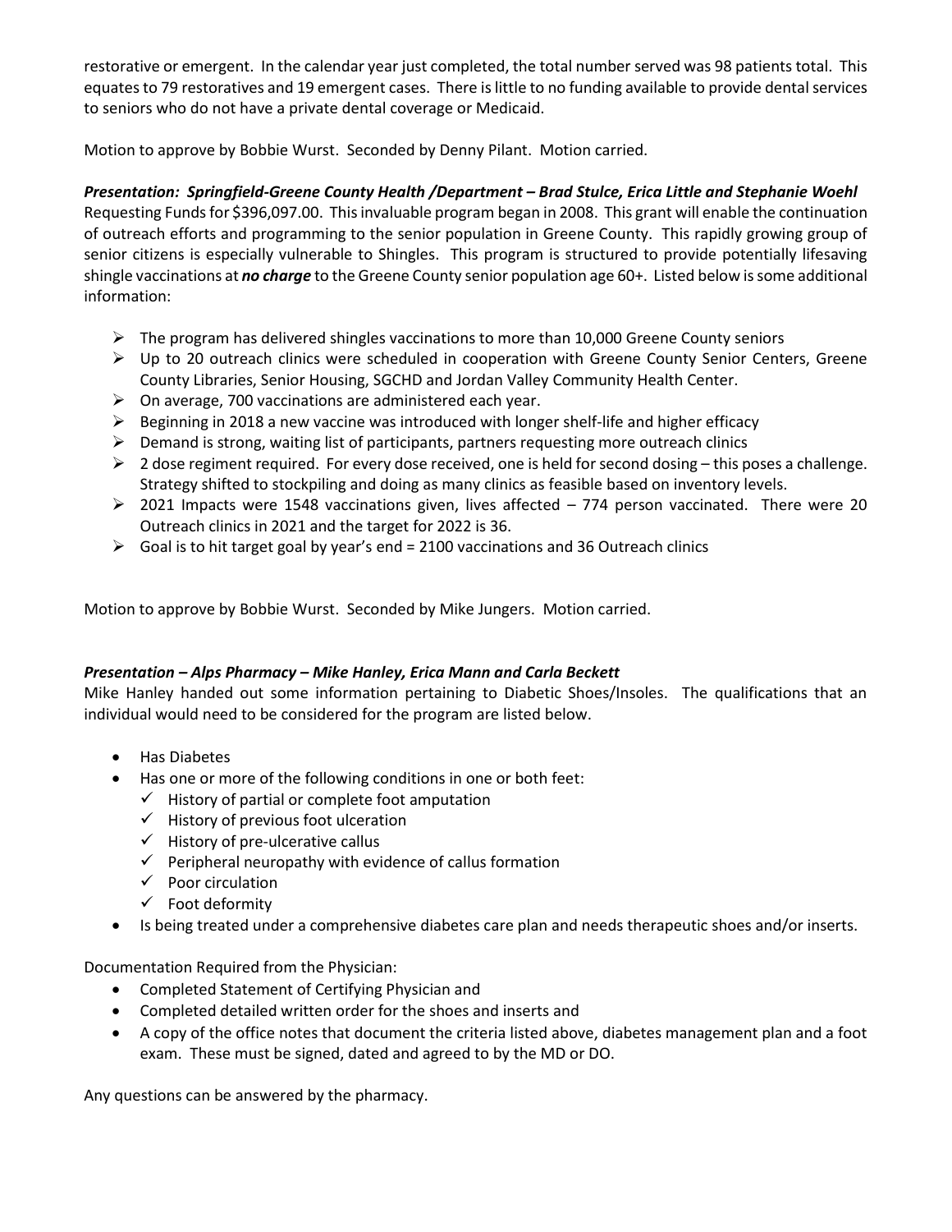restorative or emergent. In the calendar year just completed, the total number served was 98 patients total. This equates to 79 restoratives and 19 emergent cases. There is little to no funding available to provide dental services to seniors who do not have a private dental coverage or Medicaid.

Motion to approve by Bobbie Wurst. Seconded by Denny Pilant. Motion carried.

***Presentation: Springfield-Greene County Health /Department – Brad Stulce, Erica Little and Stephanie Woehl***

Requesting Funds for $396,097.00. This invaluable program began in 2008. This grant will enable the continuation of outreach efforts and programming to the senior population in Greene County. This rapidly growing group of senior citizens is especially vulnerable to Shingles. This program is structured to provide potentially lifesaving shingle vaccinations at ***no charge*** to the Greene County senior population age 60+. Listed below is some additional information:

- The program has delivered shingles vaccinations to more than 10,000 Greene County seniors
- Up to 20 outreach clinics were scheduled in cooperation with Greene County Senior Centers, Greene County Libraries, Senior Housing, SGCHD and Jordan Valley Community Health Center.
- On average, 700 vaccinations are administered each year.
- Beginning in 2018 a new vaccine was introduced with longer shelf-life and higher efficacy
- Demand is strong, waiting list of participants, partners requesting more outreach clinics
- 2 dose regiment required. For every dose received, one is held for second dosing – this poses a challenge. Strategy shifted to stockpiling and doing as many clinics as feasible based on inventory levels.
- 2021 Impacts were 1548 vaccinations given, lives affected – 774 person vaccinated. There were 20 Outreach clinics in 2021 and the target for 2022 is 36.
- Goal is to hit target goal by year's end = 2100 vaccinations and 36 Outreach clinics

Motion to approve by Bobbie Wurst. Seconded by Mike Jungers. Motion carried.

***Presentation – Alps Pharmacy – Mike Hanley, Erica Mann and Carla Beckett***

Mike Hanley handed out some information pertaining to Diabetic Shoes/Insoles. The qualifications that an individual would need to be considered for the program are listed below.

- Has Diabetes
- Has one or more of the following conditions in one or both feet:
  - ✓ History of partial or complete foot amputation
  - ✓ History of previous foot ulceration
  - ✓ History of pre-ulcerative callus
  - ✓ Peripheral neuropathy with evidence of callus formation
  - ✓ Poor circulation
  - ✓ Foot deformity
- Is being treated under a comprehensive diabetes care plan and needs therapeutic shoes and/or inserts.

Documentation Required from the Physician:

- Completed Statement of Certifying Physician and
- Completed detailed written order for the shoes and inserts and
- A copy of the office notes that document the criteria listed above, diabetes management plan and a foot exam. These must be signed, dated and agreed to by the MD or DO.

Any questions can be answered by the pharmacy.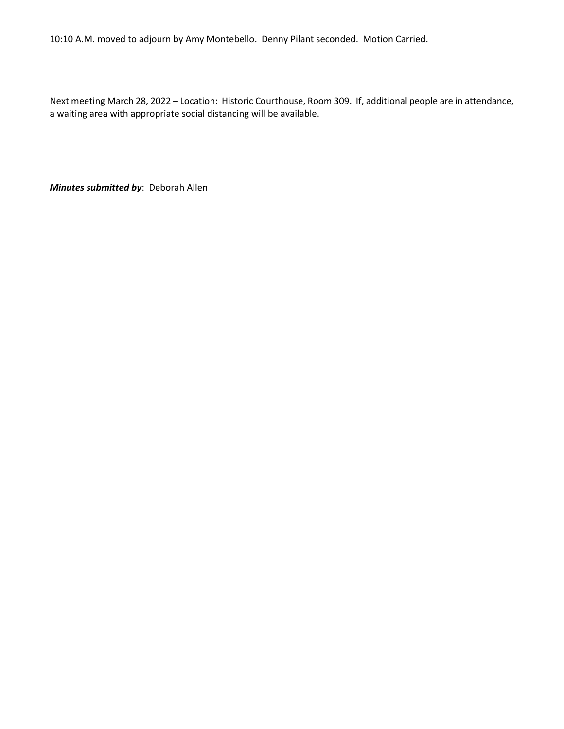10:10 A.M. moved to adjourn by Amy Montebello. Denny Pilant seconded. Motion Carried.

Next meeting March 28, 2022 – Location: Historic Courthouse, Room 309. If, additional people are in attendance, a waiting area with appropriate social distancing will be available.

***Minutes submitted by***: Deborah Allen